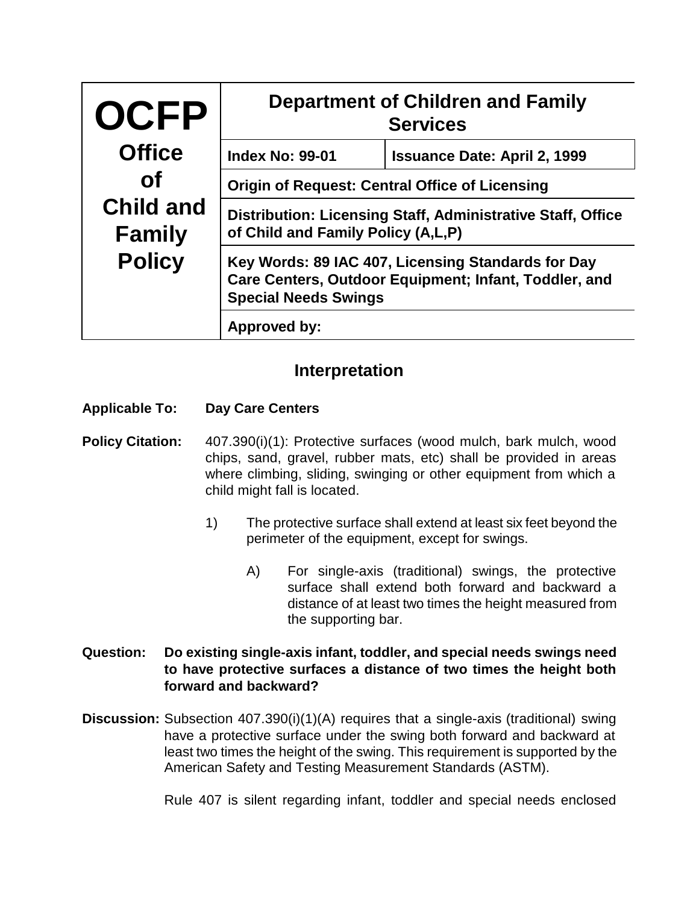| OCFP<br>Office of Child and Family Policy | Department of Children and Family Services | |
|---|---|---|
| | **Index No: 99-01** | **Issuance Date: April 2, 1999** |
| | **Origin of Request: Central Office of Licensing** | |
| | **Distribution: Licensing Staff, Administrative Staff, Office of Child and Family Policy (A,L,P)** | |
| | **Key Words: 89 IAC 407, Licensing Standards for Day Care Centers, Outdoor Equipment; Infant, Toddler, and Special Needs Swings** | |
| | **Approved by:** | |

## Interpretation

**Applicable To:** **Day Care Centers**

**Policy Citation:** 407.390(i)(1): Protective surfaces (wood mulch, bark mulch, wood chips, sand, gravel, rubber mats, etc) shall be provided in areas where climbing, sliding, swinging or other equipment from which a child might fall is located.

1) The protective surface shall extend at least six feet beyond the perimeter of the equipment, except for swings.

   A) For single-axis (traditional) swings, the protective surface shall extend both forward and backward a distance of at least two times the height measured from the supporting bar.

**Question:** **Do existing single-axis infant, toddler, and special needs swings need to have protective surfaces a distance of two times the height both forward and backward?**

**Discussion:** Subsection 407.390(i)(1)(A) requires that a single-axis (traditional) swing have a protective surface under the swing both forward and backward at least two times the height of the swing. This requirement is supported by the American Safety and Testing Measurement Standards (ASTM).

Rule 407 is silent regarding infant, toddler and special needs enclosed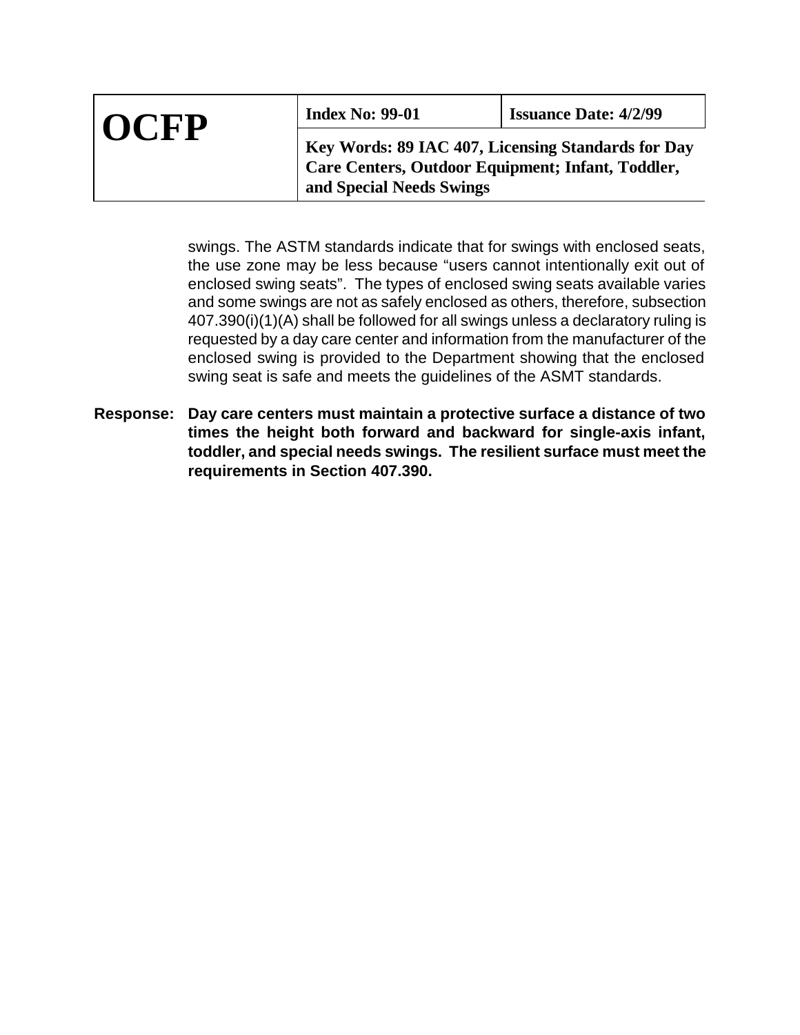swings. The ASTM standards indicate that for swings with enclosed seats, the use zone may be less because "users cannot intentionally exit out of enclosed swing seats". The types of enclosed swing seats available varies and some swings are not as safely enclosed as others, therefore, subsection 407.390(i)(1)(A) shall be followed for all swings unless a declaratory ruling is requested by a day care center and information from the manufacturer of the enclosed swing is provided to the Department showing that the enclosed swing seat is safe and meets the guidelines of the ASMT standards.

**Response:** **Day care centers must maintain a protective surface a distance of two times the height both forward and backward for single-axis infant, toddler, and special needs swings. The resilient surface must meet the requirements in Section 407.390.**